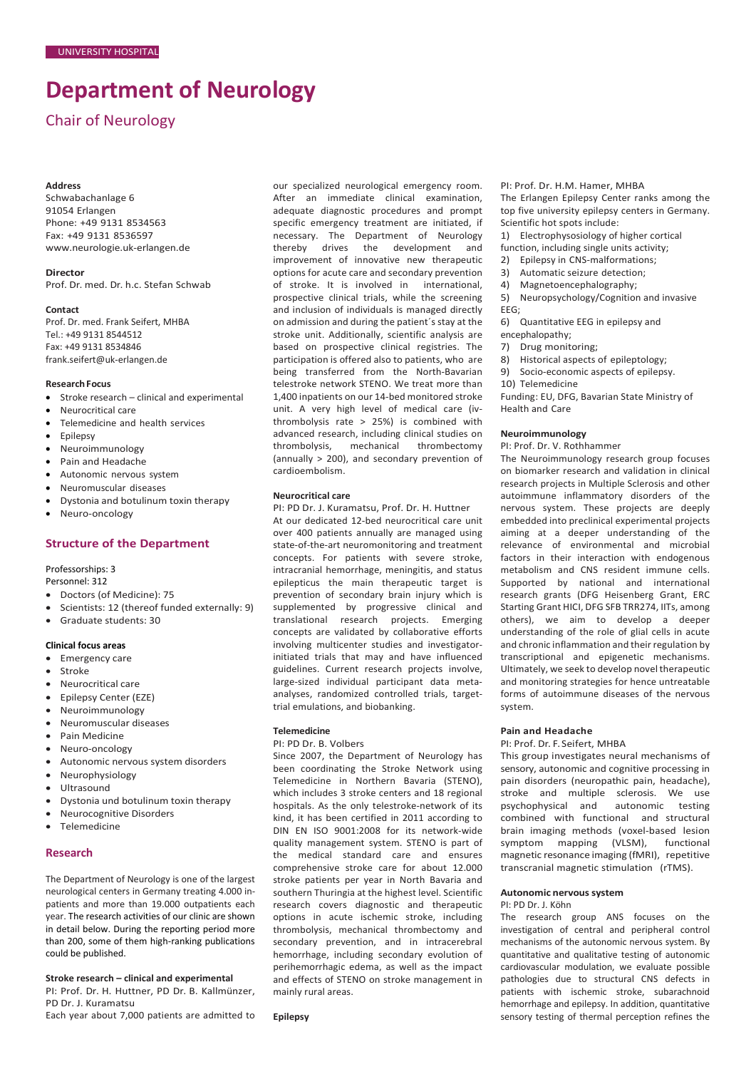UNIVERSITY HOSPITAL

# Department of Neurology

## Chair of Neurology

**Address**
Schwabachanlage 6
91054 Erlangen
Phone: +49 9131 8534563
Fax: +49 9131 8536597
www.neurologie.uk-erlangen.de

**Director**
Prof. Dr. med. Dr. h.c. Stefan Schwab

**Contact**
Prof. Dr. med. Frank Seifert, MHBA
Tel.: +49 9131 8544512
Fax: +49 9131 8534846
frank.seifert@uk-erlangen.de

**Research Focus**

- Stroke research – clinical and experimental
- Neurocritical care
- Telemedicine and health services
- Epilepsy
- Neuroimmunology
- Pain and Headache
- Autonomic nervous system
- Neuromuscular diseases
- Dystonia and botulinum toxin therapy
- Neuro-oncology

## Structure of the Department

Professorships: 3
Personnel: 312

- Doctors (of Medicine): 75
- Scientists: 12 (thereof funded externally: 9)
- Graduate students: 30

**Clinical focus areas**

- Emergency care
- Stroke
- Neurocritical care
- Epilepsy Center (EZE)
- Neuroimmunology
- Neuromuscular diseases
- Pain Medicine
- Neuro-oncology
- Autonomic nervous system disorders
- Neurophysiology
- Ultrasound
- Dystonia und botulinum toxin therapy
- Neurocognitive Disorders
- Telemedicine

## Research

The Department of Neurology is one of the largest neurological centers in Germany treating 4.000 in-patients and more than 19.000 outpatients each year. The research activities of our clinic are shown in detail below. During the reporting period more than 200, some of them high-ranking publications could be published.

**Stroke research – clinical and experimental**

PI: Prof. Dr. H. Huttner, PD Dr. B. Kallmünzer, PD Dr. J. Kuramatsu

Each year about 7,000 patients are admitted to our specialized neurological emergency room. After an immediate clinical examination, adequate diagnostic procedures and prompt specific emergency treatment are initiated, if necessary. The Department of Neurology thereby drives the development and improvement of innovative new therapeutic options for acute care and secondary prevention of stroke. It is involved in international, prospective clinical trials, while the screening and inclusion of individuals is managed directly on admission and during the patient´s stay at the stroke unit. Additionally, scientific analysis are based on prospective clinical registries. The participation is offered also to patients, who are being transferred from the North-Bavarian telestroke network STENO. We treat more than 1,400 inpatients on our 14-bed monitored stroke unit. A very high level of medical care (iv-thrombolysis rate > 25%) is combined with advanced research, including clinical studies on thrombolysis, mechanical thrombectomy (annually > 200), and secondary prevention of cardioembolism.

**Neurocritical care**

PI: PD Dr. J. Kuramatsu, Prof. Dr. H. Huttner

At our dedicated 12-bed neurocritical care unit over 400 patients annually are managed using state-of-the-art neuromonitoring and treatment concepts. For patients with severe stroke, intracranial hemorrhage, meningitis, and status epilepticus the main therapeutic target is prevention of secondary brain injury which is supplemented by progressive clinical and translational research projects. Emerging concepts are validated by collaborative efforts involving multicenter studies and investigator-initiated trials that may and have influenced guidelines. Current research projects involve, large-sized individual participant data meta-analyses, randomized controlled trials, target-trial emulations, and biobanking.

**Telemedicine**

PI: PD Dr. B. Volbers

Since 2007, the Department of Neurology has been coordinating the Stroke Network using Telemedicine in Northern Bavaria (STENO), which includes 3 stroke centers and 18 regional hospitals. As the only telestroke-network of its kind, it has been certified in 2011 according to DIN EN ISO 9001:2008 for its network-wide quality management system. STENO is part of the medical standard care and ensures comprehensive stroke care for about 12.000 stroke patients per year in North Bavaria and southern Thuringia at the highest level. Scientific research covers diagnostic and therapeutic options in acute ischemic stroke, including thrombolysis, mechanical thrombectomy and secondary prevention, and in intracerebral hemorrhage, including secondary evolution of perihemorrhagic edema, as well as the impact and effects of STENO on stroke management in mainly rural areas.

**Epilepsy**

PI: Prof. Dr. H.M. Hamer, MHBA

The Erlangen Epilepsy Center ranks among the top five university epilepsy centers in Germany. Scientific hot spots include:

1) Electrophysiosiology of higher cortical function, including single units activity;
2) Epilepsy in CNS-malformations;
3) Automatic seizure detection;
4) Magnetoencephalography;
5) Neuropsychology/Cognition and invasive EEG;
6) Quantitative EEG in epilepsy and encephalopathy;
7) Drug monitoring;
8) Historical aspects of epileptology;
9) Socio-economic aspects of epilepsy.
10) Telemedicine

Funding: EU, DFG, Bavarian State Ministry of Health and Care

**Neuroimmunology**

PI: Prof. Dr. V. Rothhammer

The Neuroimmunology research group focuses on biomarker research and validation in clinical research projects in Multiple Sclerosis and other autoimmune inflammatory disorders of the nervous system. These projects are deeply embedded into preclinical experimental projects aiming at a deeper understanding of the relevance of environmental and microbial factors in their interaction with endogenous metabolism and CNS resident immune cells. Supported by national and international research grants (DFG Heisenberg Grant, ERC Starting Grant HICI, DFG SFB TRR274, IITs, among others), we aim to develop a deeper understanding of the role of glial cells in acute and chronic inflammation and their regulation by transcriptional and epigenetic mechanisms. Ultimately, we seek to develop novel therapeutic and monitoring strategies for hence untreatable forms of autoimmune diseases of the nervous system.

**Pain and Headache**

PI: Prof. Dr. F. Seifert, MHBA

This group investigates neural mechanisms of sensory, autonomic and cognitive processing in pain disorders (neuropathic pain, headache), stroke and multiple sclerosis. We use psychophysical and autonomic testing combined with functional and structural brain imaging methods (voxel-based lesion symptom mapping (VLSM), functional magnetic resonance imaging (fMRI), repetitive transcranial magnetic stimulation (rTMS).

**Autonomic nervous system**

PI: PD Dr. J. Köhn

The research group ANS focuses on the investigation of central and peripheral control mechanisms of the autonomic nervous system. By quantitative and qualitative testing of autonomic cardiovascular modulation, we evaluate possible pathologies due to structural CNS defects in patients with ischemic stroke, subarachnoid hemorrhage and epilepsy. In addition, quantitative sensory testing of thermal perception refines the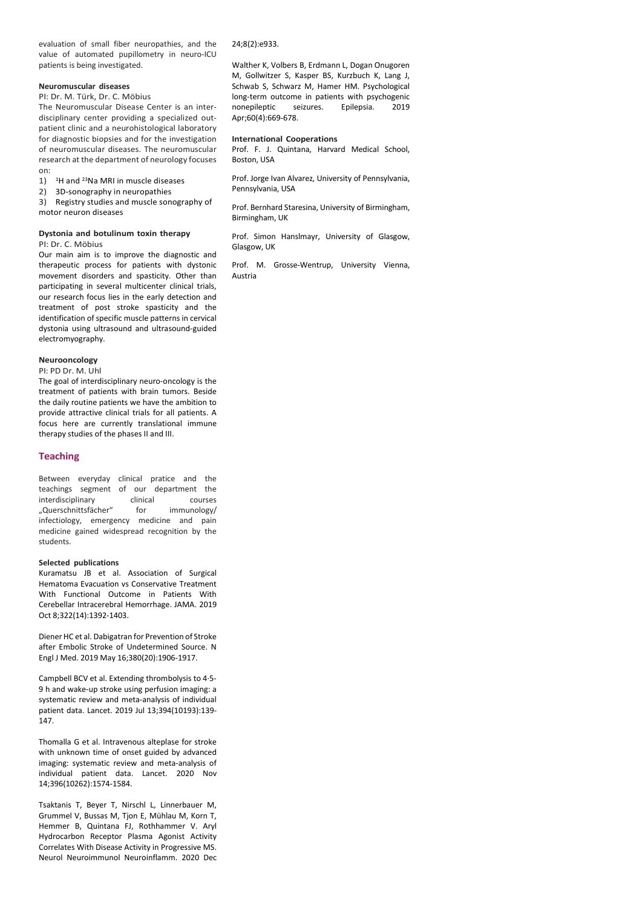evaluation of small fiber neuropathies, and the value of automated pupillometry in neuro-ICU patients is being investigated.

**Neuromuscular diseases**

PI: Dr. M. Türk, Dr. C. Möbius

The Neuromuscular Disease Center is an interdisciplinary center providing a specialized outpatient clinic and a neurohistological laboratory for diagnostic biopsies and for the investigation of neuromuscular diseases. The neuromuscular research at the department of neurology focuses on:

1) $^{1}$H and $^{23}$Na MRI in muscle diseases
2) 3D-sonography in neuropathies
3) Registry studies and muscle sonography of motor neuron diseases

**Dystonia and botulinum toxin therapy**

PI: Dr. C. Möbius

Our main aim is to improve the diagnostic and therapeutic process for patients with dystonic movement disorders and spasticity. Other than participating in several multicenter clinical trials, our research focus lies in the early detection and treatment of post stroke spasticity and the identification of specific muscle patterns in cervical dystonia using ultrasound and ultrasound-guided electromyography.

**Neurooncology**

PI: PD Dr. M. Uhl

The goal of interdisciplinary neuro-oncology is the treatment of patients with brain tumors. Beside the daily routine patients we have the ambition to provide attractive clinical trials for all patients. A focus here are currently translational immune therapy studies of the phases II and III.

## Teaching

Between everyday clinical pratice and the teachings segment of our department the interdisciplinary clinical courses „Querschnittsfächer“ for immunology/ infectiology, emergency medicine and pain medicine gained widespread recognition by the students.

**Selected publications**

Kuramatsu JB et al. Association of Surgical Hematoma Evacuation vs Conservative Treatment With Functional Outcome in Patients With Cerebellar Intracerebral Hemorrhage. JAMA. 2019 Oct 8;322(14):1392-1403.

Diener HC et al. Dabigatran for Prevention of Stroke after Embolic Stroke of Undetermined Source. N Engl J Med. 2019 May 16;380(20):1906-1917.

Campbell BCV et al. Extending thrombolysis to 4·5-9 h and wake-up stroke using perfusion imaging: a systematic review and meta-analysis of individual patient data. Lancet. 2019 Jul 13;394(10193):139-147.

Thomalla G et al. Intravenous alteplase for stroke with unknown time of onset guided by advanced imaging: systematic review and meta-analysis of individual patient data. Lancet. 2020 Nov 14;396(10262):1574-1584.

Tsaktanis T, Beyer T, Nirschl L, Linnerbauer M, Grummel V, Bussas M, Tjon E, Mühlau M, Korn T, Hemmer B, Quintana FJ, Rothhammer V. Aryl Hydrocarbon Receptor Plasma Agonist Activity Correlates With Disease Activity in Progressive MS. Neurol Neuroimmunol Neuroinflamm. 2020 Dec 24;8(2):e933.

Walther K, Volbers B, Erdmann L, Dogan Onugoren M, Gollwitzer S, Kasper BS, Kurzbuch K, Lang J, Schwab S, Schwarz M, Hamer HM. Psychological long-term outcome in patients with psychogenic nonepileptic seizures. Epilepsia. 2019 Apr;60(4):669-678.

**International Cooperations**

Prof. F. J. Quintana, Harvard Medical School, Boston, USA

Prof. Jorge Ivan Alvarez, University of Pennsylvania, Pennsylvania, USA

Prof. Bernhard Staresina, University of Birmingham, Birmingham, UK

Prof. Simon Hanslmayr, University of Glasgow, Glasgow, UK

Prof. M. Grosse-Wentrup, University Vienna, Austria